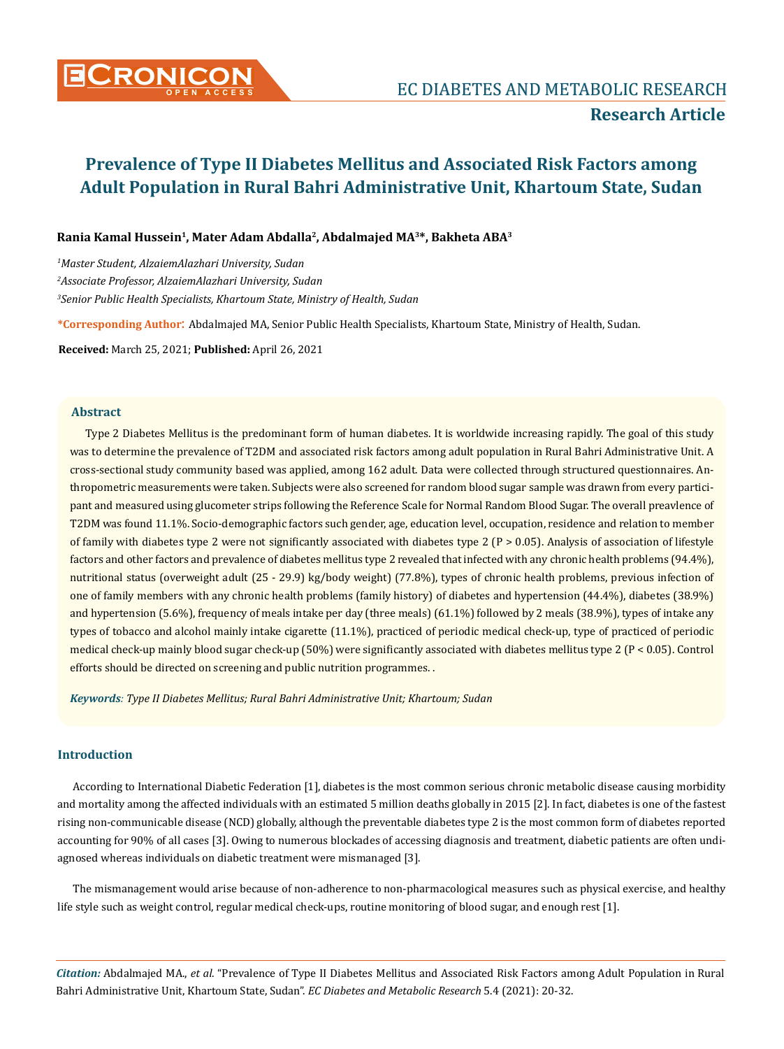# Prevalence of Type II Diabetes Mellitus and Associated Risk Factors among Adult Population in Rural Bahri Administrative Unit, Khartoum State, Sudan

**Rania Kamal Hussein[1], Mater Adam Abdalla[2], Abdalmajed MA[3]*, Bakheta ABA[3]**

[1]*Master Student, AlzaiemAlazhari University, Sudan*

[2]*Associate Professor, AlzaiemAlazhari University, Sudan*

[3]*Senior Public Health Specialists, Khartoum State, Ministry of Health, Sudan*

**\*Corresponding Author:** Abdalmajed MA, Senior Public Health Specialists, Khartoum State, Ministry of Health, Sudan.

**Received:** March 25, 2021; **Published:** April 26, 2021

## Abstract

Type 2 Diabetes Mellitus is the predominant form of human diabetes. It is worldwide increasing rapidly. The goal of this study was to determine the prevalence of T2DM and associated risk factors among adult population in Rural Bahri Administrative Unit. A cross-sectional study community based was applied, among 162 adult. Data were collected through structured questionnaires. Anthropometric measurements were taken. Subjects were also screened for random blood sugar sample was drawn from every participant and measured using glucometer strips following the Reference Scale for Normal Random Blood Sugar. The overall preavlence of T2DM was found 11.1%. Socio-demographic factors such gender, age, education level, occupation, residence and relation to member of family with diabetes type 2 were not significantly associated with diabetes type 2 (P > 0.05). Analysis of association of lifestyle factors and other factors and prevalence of diabetes mellitus type 2 revealed that infected with any chronic health problems (94.4%), nutritional status (overweight adult (25 - 29.9) kg/body weight) (77.8%), types of chronic health problems, previous infection of one of family members with any chronic health problems (family history) of diabetes and hypertension (44.4%), diabetes (38.9%) and hypertension (5.6%), frequency of meals intake per day (three meals) (61.1%) followed by 2 meals (38.9%), types of intake any types of tobacco and alcohol mainly intake cigarette (11.1%), practiced of periodic medical check-up, type of practiced of periodic medical check-up mainly blood sugar check-up (50%) were significantly associated with diabetes mellitus type 2 (P < 0.05). Control efforts should be directed on screening and public nutrition programmes. .

***Keywords**: Type II Diabetes Mellitus; Rural Bahri Administrative Unit; Khartoum; Sudan*

## Introduction

According to International Diabetic Federation [1], diabetes is the most common serious chronic metabolic disease causing morbidity and mortality among the affected individuals with an estimated 5 million deaths globally in 2015 [2]. In fact, diabetes is one of the fastest rising non-communicable disease (NCD) globally, although the preventable diabetes type 2 is the most common form of diabetes reported accounting for 90% of all cases [3]. Owing to numerous blockades of accessing diagnosis and treatment, diabetic patients are often undiagnosed whereas individuals on diabetic treatment were mismanaged [3].

The mismanagement would arise because of non-adherence to non-pharmacological measures such as physical exercise, and healthy life style such as weight control, regular medical check-ups, routine monitoring of blood sugar, and enough rest [1].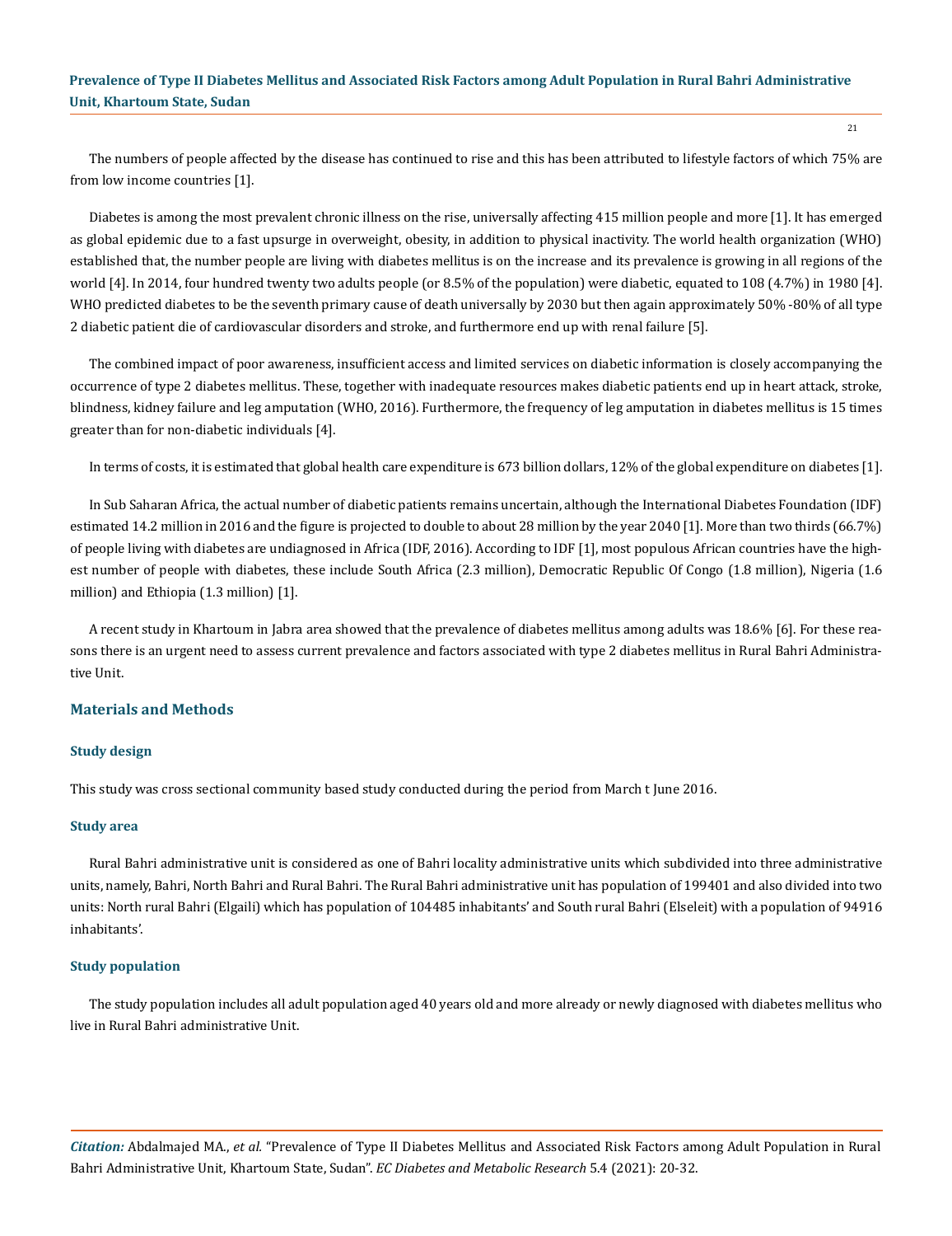The numbers of people affected by the disease has continued to rise and this has been attributed to lifestyle factors of which 75% are from low income countries [1].

Diabetes is among the most prevalent chronic illness on the rise, universally affecting 415 million people and more [1]. It has emerged as global epidemic due to a fast upsurge in overweight, obesity, in addition to physical inactivity. The world health organization (WHO) established that, the number people are living with diabetes mellitus is on the increase and its prevalence is growing in all regions of the world [4]. In 2014, four hundred twenty two adults people (or 8.5% of the population) were diabetic, equated to 108 (4.7%) in 1980 [4]. WHO predicted diabetes to be the seventh primary cause of death universally by 2030 but then again approximately 50% -80% of all type 2 diabetic patient die of cardiovascular disorders and stroke, and furthermore end up with renal failure [5].

The combined impact of poor awareness, insufficient access and limited services on diabetic information is closely accompanying the occurrence of type 2 diabetes mellitus. These, together with inadequate resources makes diabetic patients end up in heart attack, stroke, blindness, kidney failure and leg amputation (WHO, 2016). Furthermore, the frequency of leg amputation in diabetes mellitus is 15 times greater than for non-diabetic individuals [4].

In terms of costs, it is estimated that global health care expenditure is 673 billion dollars, 12% of the global expenditure on diabetes [1].

In Sub Saharan Africa, the actual number of diabetic patients remains uncertain, although the International Diabetes Foundation (IDF) estimated 14.2 million in 2016 and the figure is projected to double to about 28 million by the year 2040 [1]. More than two thirds (66.7%) of people living with diabetes are undiagnosed in Africa (IDF, 2016). According to IDF [1], most populous African countries have the highest number of people with diabetes, these include South Africa (2.3 million), Democratic Republic Of Congo (1.8 million), Nigeria (1.6 million) and Ethiopia (1.3 million) [1].

A recent study in Khartoum in Jabra area showed that the prevalence of diabetes mellitus among adults was 18.6% [6]. For these reasons there is an urgent need to assess current prevalence and factors associated with type 2 diabetes mellitus in Rural Bahri Administrative Unit.

## Materials and Methods

### Study design

This study was cross sectional community based study conducted during the period from March t June 2016.

### Study area

Rural Bahri administrative unit is considered as one of Bahri locality administrative units which subdivided into three administrative units, namely, Bahri, North Bahri and Rural Bahri. The Rural Bahri administrative unit has population of 199401 and also divided into two units: North rural Bahri (Elgaili) which has population of 104485 inhabitants' and South rural Bahri (Elseleit) with a population of 94916 inhabitants'.

### Study population

The study population includes all adult population aged 40 years old and more already or newly diagnosed with diabetes mellitus who live in Rural Bahri administrative Unit.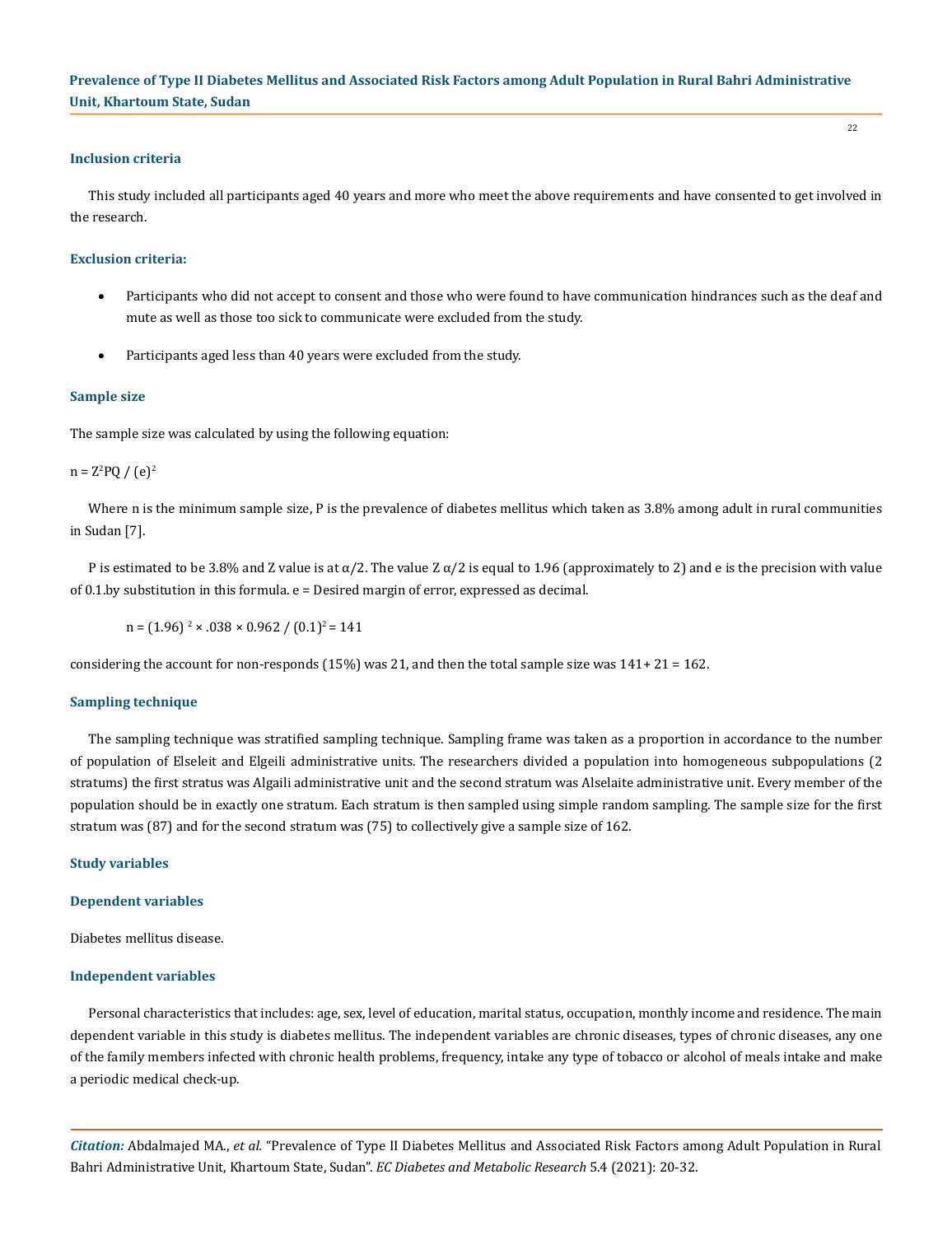### Inclusion criteria

This study included all participants aged 40 years and more who meet the above requirements and have consented to get involved in the research.

### Exclusion criteria:

- Participants who did not accept to consent and those who were found to have communication hindrances such as the deaf and mute as well as those too sick to communicate were excluded from the study.
- Participants aged less than 40 years were excluded from the study.

### Sample size

The sample size was calculated by using the following equation:

$n = Z^2PQ / (e)^2$

Where n is the minimum sample size, P is the prevalence of diabetes mellitus which taken as 3.8% among adult in rural communities in Sudan [7].

P is estimated to be 3.8% and Z value is at α/2. The value Z α/2 is equal to 1.96 (approximately to 2) and e is the precision with value of 0.1.by substitution in this formula. e = Desired margin of error, expressed as decimal.

$$n = (1.96)^2 \times .038 \times 0.962 / (0.1)^2 = 141$$

considering the account for non-responds (15%) was 21, and then the total sample size was 141+ 21 = 162.

### Sampling technique

The sampling technique was stratified sampling technique. Sampling frame was taken as a proportion in accordance to the number of population of Elseleit and Elgeili administrative units. The researchers divided a population into homogeneous subpopulations (2 stratums) the first stratus was Algaili administrative unit and the second stratum was Alselaite administrative unit. Every member of the population should be in exactly one stratum. Each stratum is then sampled using simple random sampling. The sample size for the first stratum was (87) and for the second stratum was (75) to collectively give a sample size of 162.

### Study variables

### Dependent variables

Diabetes mellitus disease.

### Independent variables

Personal characteristics that includes: age, sex, level of education, marital status, occupation, monthly income and residence. The main dependent variable in this study is diabetes mellitus. The independent variables are chronic diseases, types of chronic diseases, any one of the family members infected with chronic health problems, frequency, intake any type of tobacco or alcohol of meals intake and make a periodic medical check-up.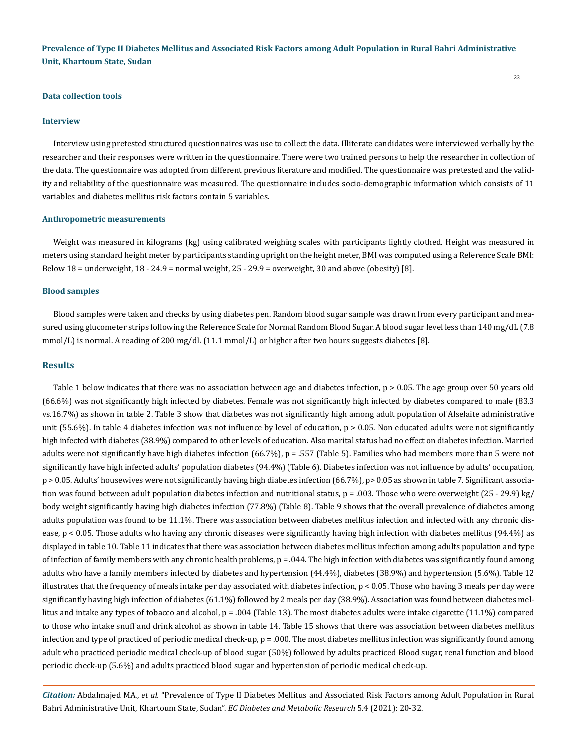### Data collection tools

#### Interview

Interview using pretested structured questionnaires was use to collect the data. Illiterate candidates were interviewed verbally by the researcher and their responses were written in the questionnaire. There were two trained persons to help the researcher in collection of the data. The questionnaire was adopted from different previous literature and modified. The questionnaire was pretested and the validity and reliability of the questionnaire was measured. The questionnaire includes socio-demographic information which consists of 11 variables and diabetes mellitus risk factors contain 5 variables.

#### Anthropometric measurements

Weight was measured in kilograms (kg) using calibrated weighing scales with participants lightly clothed. Height was measured in meters using standard height meter by participants standing upright on the height meter, BMI was computed using a Reference Scale BMI: Below 18 = underweight, 18 - 24.9 = normal weight, 25 - 29.9 = overweight, 30 and above (obesity) [8].

#### Blood samples

Blood samples were taken and checks by using diabetes pen. Random blood sugar sample was drawn from every participant and measured using glucometer strips following the Reference Scale for Normal Random Blood Sugar. A blood sugar level less than 140 mg/dL (7.8 mmol/L) is normal. A reading of 200 mg/dL (11.1 mmol/L) or higher after two hours suggests diabetes [8].

## Results

Table 1 below indicates that there was no association between age and diabetes infection, $p > 0.05$. The age group over 50 years old (66.6%) was not significantly high infected by diabetes. Female was not significantly high infected by diabetes compared to male (83.3 vs.16.7%) as shown in table 2. Table 3 show that diabetes was not significantly high among adult population of Alselaite administrative unit (55.6%). In table 4 diabetes infection was not influence by level of education, $p > 0.05$. Non educated adults were not significantly high infected with diabetes (38.9%) compared to other levels of education. Also marital status had no effect on diabetes infection. Married adults were not significantly have high diabetes infection (66.7%), $p = .557$ (Table 5). Families who had members more than 5 were not significantly have high infected adults' population diabetes (94.4%) (Table 6). Diabetes infection was not influence by adults' occupation, $p > 0.05$. Adults' housewives were not significantly having high diabetes infection (66.7%), $p> 0.05$ as shown in table 7. Significant association was found between adult population diabetes infection and nutritional status, $p = .003$. Those who were overweight (25 - 29.9) kg/body weight significantly having high diabetes infection (77.8%) (Table 8). Table 9 shows that the overall prevalence of diabetes among adults population was found to be 11.1%. There was association between diabetes mellitus infection and infected with any chronic disease, $p < 0.05$. Those adults who having any chronic diseases were significantly having high infection with diabetes mellitus (94.4%) as displayed in table 10. Table 11 indicates that there was association between diabetes mellitus infection among adults population and type of infection of family members with any chronic health problems, $p = .044$. The high infection with diabetes was significantly found among adults who have a family members infected by diabetes and hypertension (44.4%), diabetes (38.9%) and hypertension (5.6%). Table 12 illustrates that the frequency of meals intake per day associated with diabetes infection, $p < 0.05$. Those who having 3 meals per day were significantly having high infection of diabetes (61.1%) followed by 2 meals per day (38.9%). Association was found between diabetes mellitus and intake any types of tobacco and alcohol, $p = .004$ (Table 13). The most diabetes adults were intake cigarette (11.1%) compared to those who intake snuff and drink alcohol as shown in table 14. Table 15 shows that there was association between diabetes mellitus infection and type of practiced of periodic medical check-up, $p = .000$. The most diabetes mellitus infection was significantly found among adult who practiced periodic medical check-up of blood sugar (50%) followed by adults practiced Blood sugar, renal function and blood periodic check-up (5.6%) and adults practiced blood sugar and hypertension of periodic medical check-up.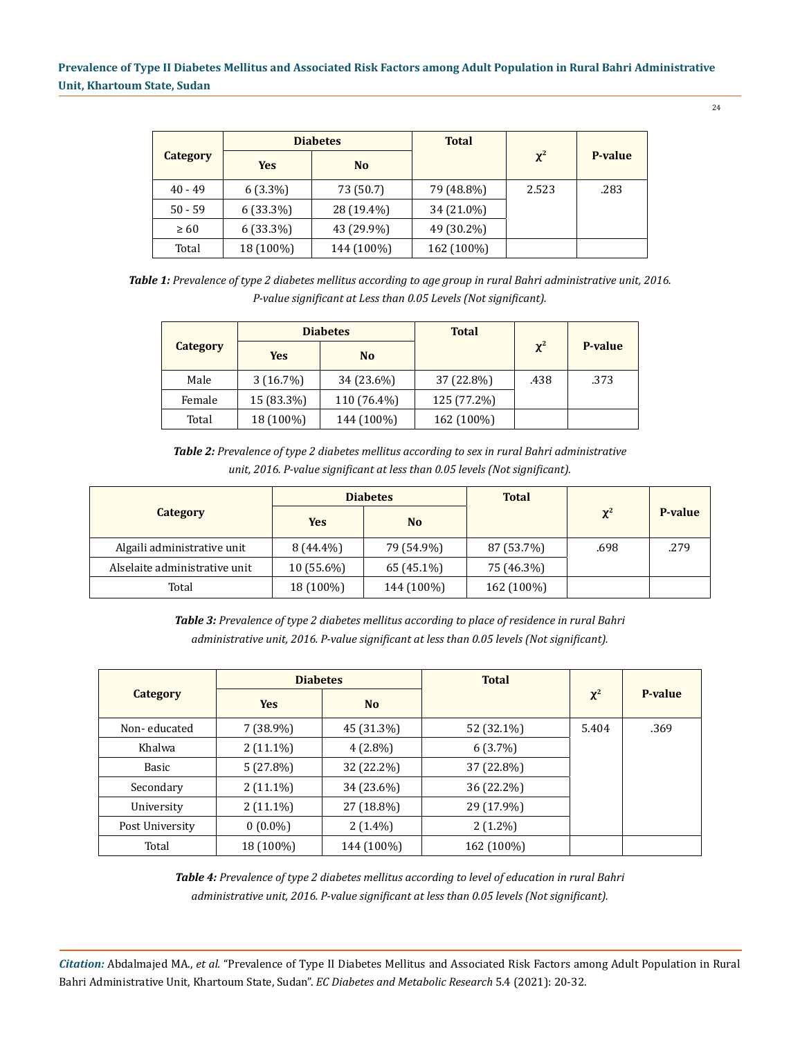| Category | Diabetes | | Total | $\chi^2$ | P-value |
|---|---|---|---|---|---|
| | Yes | No | | | |
| 40 - 49 | 6 (3.3%) | 73 (50.7) | 79 (48.8%) | 2.523 | .283 |
| 50 - 59 | 6 (33.3%) | 28 (19.4%) | 34 (21.0%) | | |
| ≥ 60 | 6 (33.3%) | 43 (29.9%) | 49 (30.2%) | | |
| Total | 18 (100%) | 144 (100%) | 162 (100%) | | |

***Table 1:*** *Prevalence of type 2 diabetes mellitus according to age group in rural Bahri administrative unit, 2016. P-value significant at Less than 0.05 Levels (Not significant).*

| Category | Diabetes | | Total | $\chi^2$ | P-value |
|---|---|---|---|---|---|
| | Yes | No | | | |
| Male | 3 (16.7%) | 34 (23.6%) | 37 (22.8%) | .438 | .373 |
| Female | 15 (83.3%) | 110 (76.4%) | 125 (77.2%) | | |
| Total | 18 (100%) | 144 (100%) | 162 (100%) | | |

***Table 2:*** *Prevalence of type 2 diabetes mellitus according to sex in rural Bahri administrative unit, 2016. P-value significant at less than 0.05 levels (Not significant).*

| Category | Diabetes | | Total | $\chi^2$ | P-value |
|---|---|---|---|---|---|
| | Yes | No | | | |
| Algaili administrative unit | 8 (44.4%) | 79 (54.9%) | 87 (53.7%) | .698 | .279 |
| Alselaite administrative unit | 10 (55.6%) | 65 (45.1%) | 75 (46.3%) | | |
| Total | 18 (100%) | 144 (100%) | 162 (100%) | | |

***Table 3:*** *Prevalence of type 2 diabetes mellitus according to place of residence in rural Bahri administrative unit, 2016. P-value significant at less than 0.05 levels (Not significant).*

| Category | Diabetes | | Total | $\chi^2$ | P-value |
|---|---|---|---|---|---|
| | Yes | No | | | |
| Non- educated | 7 (38.9%) | 45 (31.3%) | 52 (32.1%) | 5.404 | .369 |
| Khalwa | 2 (11.1%) | 4 (2.8%) | 6 (3.7%) | | |
| Basic | 5 (27.8%) | 32 (22.2%) | 37 (22.8%) | | |
| Secondary | 2 (11.1%) | 34 (23.6%) | 36 (22.2%) | | |
| University | 2 (11.1%) | 27 (18.8%) | 29 (17.9%) | | |
| Post University | 0 (0.0%) | 2 (1.4%) | 2 (1.2%) | | |
| Total | 18 (100%) | 144 (100%) | 162 (100%) | | |

***Table 4:*** *Prevalence of type 2 diabetes mellitus according to level of education in rural Bahri administrative unit, 2016. P-value significant at less than 0.05 levels (Not significant).*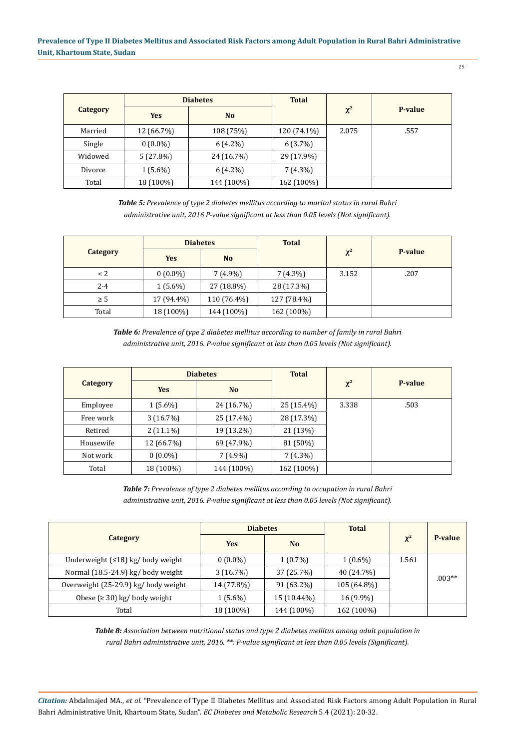| Category | Diabetes | | Total | $\chi^2$ | P-value |
|---|---|---|---|---|---|
| | Yes | No | | | |
| Married | 12 (66.7%) | 108 (75%) | 120 (74.1%) | 2.075 | .557 |
| Single | 0 (0.0%) | 6 (4.2%) | 6 (3.7%) | | |
| Widowed | 5 (27.8%) | 24 (16.7%) | 29 (17.9%) | | |
| Divorce | 1 (5.6%) | 6 (4.2%) | 7 (4.3%) | | |
| Total | 18 (100%) | 144 (100%) | 162 (100%) | | |

***Table 5:*** *Prevalence of type 2 diabetes mellitus according to marital status in rural Bahri administrative unit, 2016 P-value significant at less than 0.05 levels (Not significant).*

| Category | Diabetes | | Total | $\chi^2$ | P-value |
|---|---|---|---|---|---|
| | Yes | No | | | |
| < 2 | 0 (0.0%) | 7 (4.9%) | 7 (4.3%) | 3.152 | .207 |
| 2-4 | 1 (5.6%) | 27 (18.8%) | 28 (17.3%) | | |
| ≥ 5 | 17 (94.4%) | 110 (76.4%) | 127 (78.4%) | | |
| Total | 18 (100%) | 144 (100%) | 162 (100%) | | |

***Table 6:*** *Prevalence of type 2 diabetes mellitus according to number of family in rural Bahri administrative unit, 2016. P-value significant at less than 0.05 levels (Not significant).*

| Category | Diabetes | | Total | $\chi^2$ | P-value |
|---|---|---|---|---|---|
| | Yes | No | | | |
| Employee | 1 (5.6%) | 24 (16.7%) | 25 (15.4%) | 3.338 | .503 |
| Free work | 3 (16.7%) | 25 (17.4%) | 28 (17.3%) | | |
| Retired | 2 (11.1%) | 19 (13.2%) | 21 (13%) | | |
| Housewife | 12 (66.7%) | 69 (47.9%) | 81 (50%) | | |
| Not work | 0 (0.0%) | 7 (4.9%) | 7 (4.3%) | | |
| Total | 18 (100%) | 144 (100%) | 162 (100%) | | |

***Table 7:*** *Prevalence of type 2 diabetes mellitus according to occupation in rural Bahri administrative unit, 2016. P-value significant at less than 0.05 levels (Not significant).*

| Category | Diabetes | | Total | $\chi^2$ | P-value |
|---|---|---|---|---|---|
| | Yes | No | | | |
| Underweight (≤18) kg/ body weight | 0 (0.0%) | 1 (0.7%) | 1 (0.6%) | 1.561 | .003** |
| Normal (18.5-24.9) kg/ body weight | 3 (16.7%) | 37 (25.7%) | 40 (24.7%) | | |
| Overweight (25-29.9) kg/ body weight | 14 (77.8%) | 91 (63.2%) | 105 (64.8%) | | |
| Obese (≥ 30) kg/ body weight | 1 (5.6%) | 15 (10.44%) | 16 (9.9%) | | |
| Total | 18 (100%) | 144 (100%) | 162 (100%) | | |

***Table 8:*** *Association between nutritional status and type 2 diabetes mellitus among adult population in rural Bahri administrative unit, 2016. **: P-value significant at less than 0.05 levels (Significant).*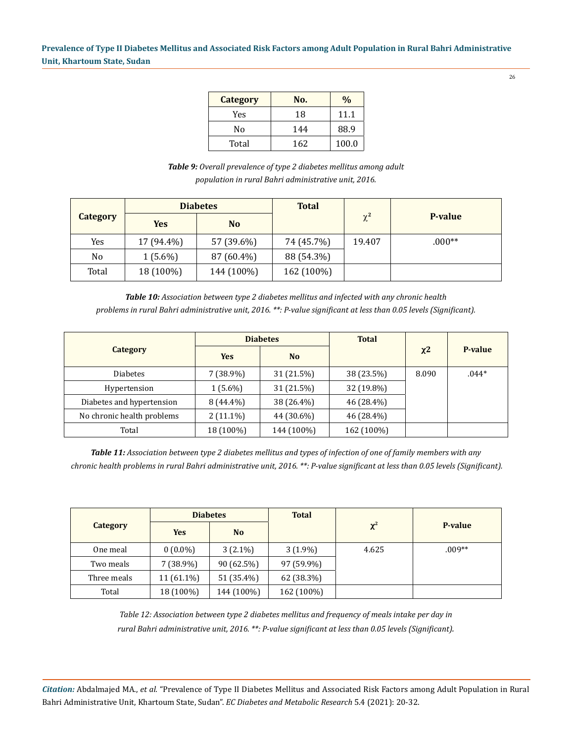| Category | No. | % |
|---|---|---|
| Yes | 18 | 11.1 |
| No | 144 | 88.9 |
| Total | 162 | 100.0 |

***Table 9:*** *Overall prevalence of type 2 diabetes mellitus among adult population in rural Bahri administrative unit, 2016.*

| Category | Diabetes | | Total | $\chi^2$ | P-value |
|---|---|---|---|---|---|
| | Yes | No | | | |
| Yes | 17 (94.4%) | 57 (39.6%) | 74 (45.7%) | 19.407 | .000** |
| No | 1 (5.6%) | 87 (60.4%) | 88 (54.3%) | | |
| Total | 18 (100%) | 144 (100%) | 162 (100%) | | |

***Table 10:*** *Association between type 2 diabetes mellitus and infected with any chronic health problems in rural Bahri administrative unit, 2016. **: P-value significant at less than 0.05 levels (Significant).*

| Category | Diabetes | | Total | $\chi^2$ | P-value |
|---|---|---|---|---|---|
| | Yes | No | | | |
| Diabetes | 7 (38.9%) | 31 (21.5%) | 38 (23.5%) | 8.090 | .044* |
| Hypertension | 1 (5.6%) | 31 (21.5%) | 32 (19.8%) | | |
| Diabetes and hypertension | 8 (44.4%) | 38 (26.4%) | 46 (28.4%) | | |
| No chronic health problems | 2 (11.1%) | 44 (30.6%) | 46 (28.4%) | | |
| Total | 18 (100%) | 144 (100%) | 162 (100%) | | |

***Table 11:*** *Association between type 2 diabetes mellitus and types of infection of one of family members with any chronic health problems in rural Bahri administrative unit, 2016. **: P-value significant at less than 0.05 levels (Significant).*

| Category | Diabetes | | Total | $\chi^2$ | P-value |
|---|---|---|---|---|---|
| | Yes | No | | | |
| One meal | 0 (0.0%) | 3 (2.1%) | 3 (1.9%) | 4.625 | .009** |
| Two meals | 7 (38.9%) | 90 (62.5%) | 97 (59.9%) | | |
| Three meals | 11 (61.1%) | 51 (35.4%) | 62 (38.3%) | | |
| Total | 18 (100%) | 144 (100%) | 162 (100%) | | |

*Table 12: Association between type 2 diabetes mellitus and frequency of meals intake per day in rural Bahri administrative unit, 2016. **: P-value significant at less than 0.05 levels (Significant).*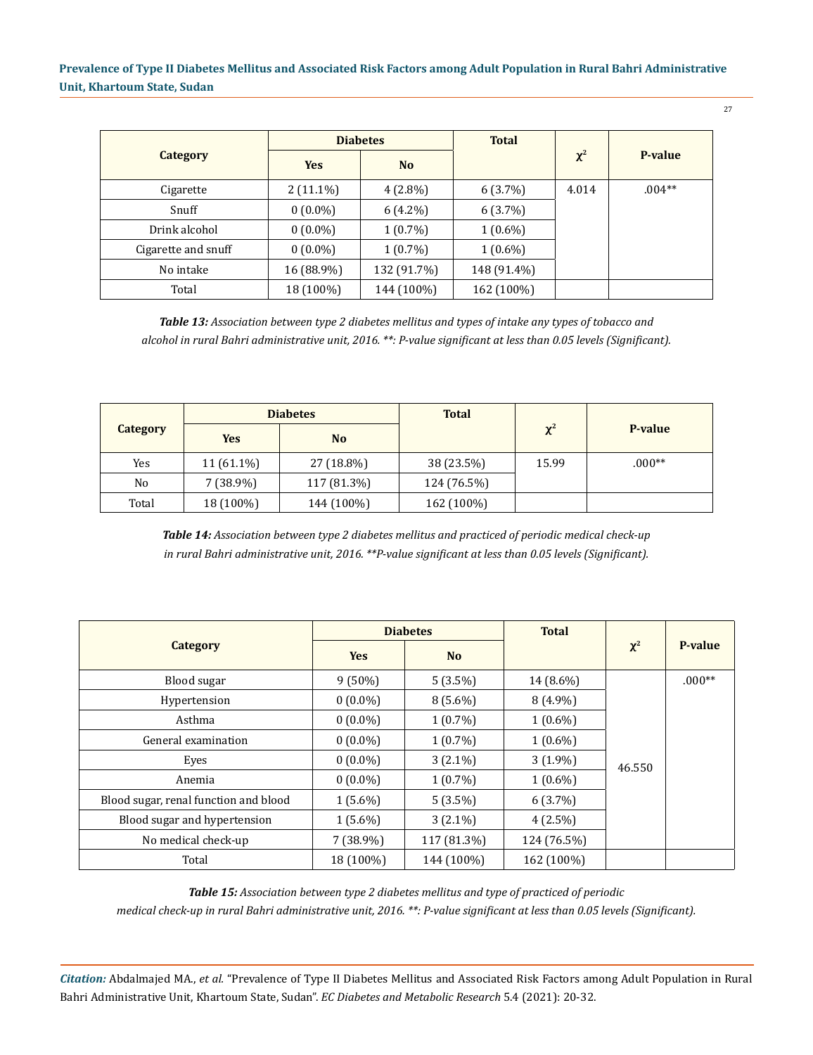| Category | Diabetes | | Total | $\chi^2$ | P-value |
|---|---|---|---|---|---|
| | Yes | No | | | |
| Cigarette | 2 (11.1%) | 4 (2.8%) | 6 (3.7%) | 4.014 | .004** |
| Snuff | 0 (0.0%) | 6 (4.2%) | 6 (3.7%) | | |
| Drink alcohol | 0 (0.0%) | 1 (0.7%) | 1 (0.6%) | | |
| Cigarette and snuff | 0 (0.0%) | 1 (0.7%) | 1 (0.6%) | | |
| No intake | 16 (88.9%) | 132 (91.7%) | 148 (91.4%) | | |
| Total | 18 (100%) | 144 (100%) | 162 (100%) | | |

***Table 13:*** *Association between type 2 diabetes mellitus and types of intake any types of tobacco and alcohol in rural Bahri administrative unit, 2016. **: P-value significant at less than 0.05 levels (Significant).*

| Category | Diabetes | | Total | $\chi^2$ | P-value |
|---|---|---|---|---|---|
| | Yes | No | | | |
| Yes | 11 (61.1%) | 27 (18.8%) | 38 (23.5%) | 15.99 | .000** |
| No | 7 (38.9%) | 117 (81.3%) | 124 (76.5%) | | |
| Total | 18 (100%) | 144 (100%) | 162 (100%) | | |

***Table 14:*** *Association between type 2 diabetes mellitus and practiced of periodic medical check-up in rural Bahri administrative unit, 2016. **P-value significant at less than 0.05 levels (Significant).*

| Category | Diabetes | | Total | $\chi^2$ | P-value |
|---|---|---|---|---|---|
| | Yes | No | | | |
| Blood sugar | 9 (50%) | 5 (3.5%) | 14 (8.6%) | 46.550 | .000** |
| Hypertension | 0 (0.0%) | 8 (5.6%) | 8 (4.9%) | | |
| Asthma | 0 (0.0%) | 1 (0.7%) | 1 (0.6%) | | |
| General examination | 0 (0.0%) | 1 (0.7%) | 1 (0.6%) | | |
| Eyes | 0 (0.0%) | 3 (2.1%) | 3 (1.9%) | | |
| Anemia | 0 (0.0%) | 1 (0.7%) | 1 (0.6%) | | |
| Blood sugar, renal function and blood | 1 (5.6%) | 5 (3.5%) | 6 (3.7%) | | |
| Blood sugar and hypertension | 1 (5.6%) | 3 (2.1%) | 4 (2.5%) | | |
| No medical check-up | 7 (38.9%) | 117 (81.3%) | 124 (76.5%) | | |
| Total | 18 (100%) | 144 (100%) | 162 (100%) | | |

***Table 15:*** *Association between type 2 diabetes mellitus and type of practiced of periodic medical check-up in rural Bahri administrative unit, 2016. **: P-value significant at less than 0.05 levels (Significant).*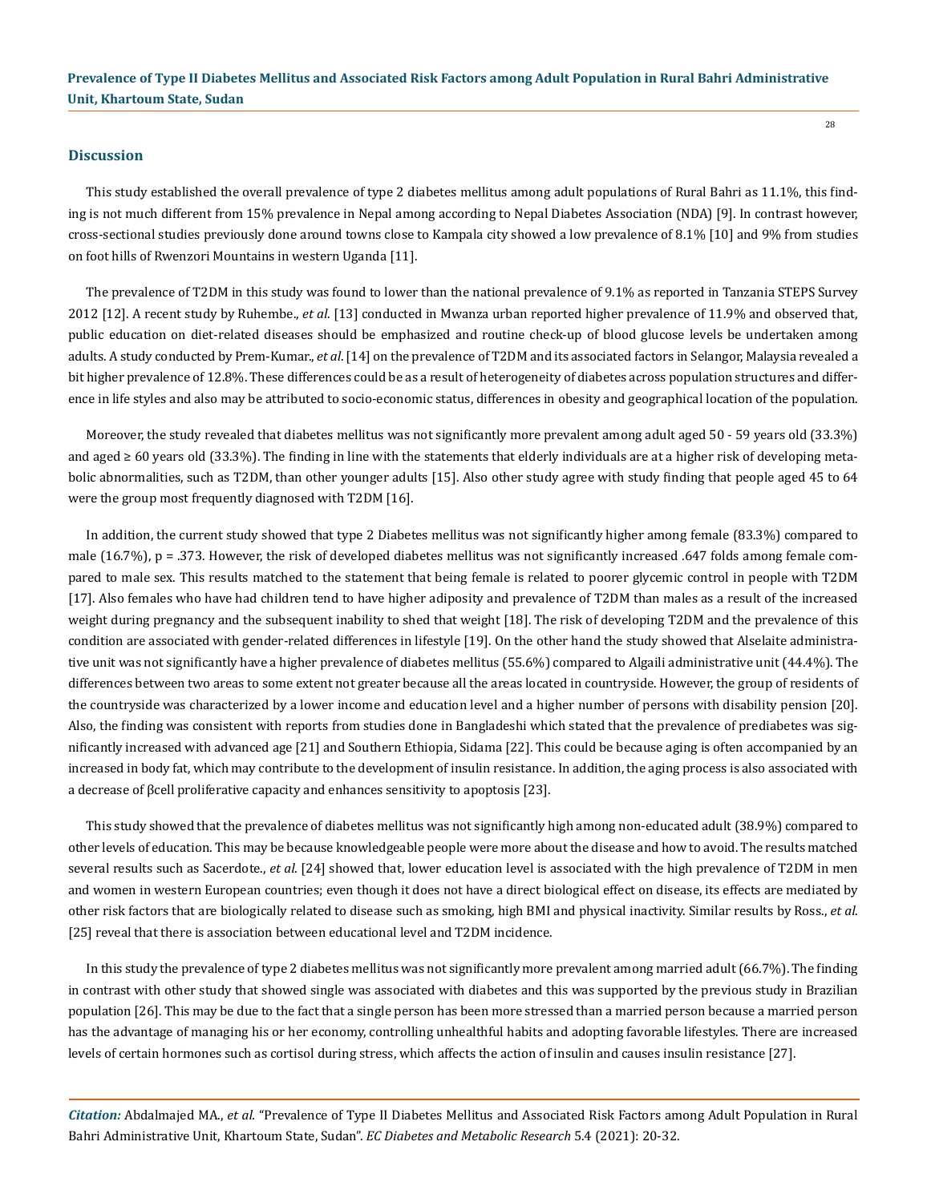## Discussion

This study established the overall prevalence of type 2 diabetes mellitus among adult populations of Rural Bahri as 11.1%, this finding is not much different from 15% prevalence in Nepal among according to Nepal Diabetes Association (NDA) [9]. In contrast however, cross-sectional studies previously done around towns close to Kampala city showed a low prevalence of 8.1% [10] and 9% from studies on foot hills of Rwenzori Mountains in western Uganda [11].

The prevalence of T2DM in this study was found to lower than the national prevalence of 9.1% as reported in Tanzania STEPS Survey 2012 [12]. A recent study by Ruhembe., *et al*. [13] conducted in Mwanza urban reported higher prevalence of 11.9% and observed that, public education on diet-related diseases should be emphasized and routine check-up of blood glucose levels be undertaken among adults. A study conducted by Prem-Kumar., *et al*. [14] on the prevalence of T2DM and its associated factors in Selangor, Malaysia revealed a bit higher prevalence of 12.8%. These differences could be as a result of heterogeneity of diabetes across population structures and difference in life styles and also may be attributed to socio-economic status, differences in obesity and geographical location of the population.

Moreover, the study revealed that diabetes mellitus was not significantly more prevalent among adult aged 50 - 59 years old (33.3%) and aged ≥ 60 years old (33.3%). The finding in line with the statements that elderly individuals are at a higher risk of developing metabolic abnormalities, such as T2DM, than other younger adults [15]. Also other study agree with study finding that people aged 45 to 64 were the group most frequently diagnosed with T2DM [16].

In addition, the current study showed that type 2 Diabetes mellitus was not significantly higher among female (83.3%) compared to male (16.7%), p = .373. However, the risk of developed diabetes mellitus was not significantly increased .647 folds among female compared to male sex. This results matched to the statement that being female is related to poorer glycemic control in people with T2DM [17]. Also females who have had children tend to have higher adiposity and prevalence of T2DM than males as a result of the increased weight during pregnancy and the subsequent inability to shed that weight [18]. The risk of developing T2DM and the prevalence of this condition are associated with gender-related differences in lifestyle [19]. On the other hand the study showed that Alselaite administrative unit was not significantly have a higher prevalence of diabetes mellitus (55.6%) compared to Algaili administrative unit (44.4%). The differences between two areas to some extent not greater because all the areas located in countryside. However, the group of residents of the countryside was characterized by a lower income and education level and a higher number of persons with disability pension [20]. Also, the finding was consistent with reports from studies done in Bangladeshi which stated that the prevalence of prediabetes was significantly increased with advanced age [21] and Southern Ethiopia, Sidama [22]. This could be because aging is often accompanied by an increased in body fat, which may contribute to the development of insulin resistance. In addition, the aging process is also associated with a decrease of βcell proliferative capacity and enhances sensitivity to apoptosis [23].

This study showed that the prevalence of diabetes mellitus was not significantly high among non-educated adult (38.9%) compared to other levels of education. This may be because knowledgeable people were more about the disease and how to avoid. The results matched several results such as Sacerdote., *et al*. [24] showed that, lower education level is associated with the high prevalence of T2DM in men and women in western European countries; even though it does not have a direct biological effect on disease, its effects are mediated by other risk factors that are biologically related to disease such as smoking, high BMI and physical inactivity. Similar results by Ross., *et al*. [25] reveal that there is association between educational level and T2DM incidence.

In this study the prevalence of type 2 diabetes mellitus was not significantly more prevalent among married adult (66.7%). The finding in contrast with other study that showed single was associated with diabetes and this was supported by the previous study in Brazilian population [26]. This may be due to the fact that a single person has been more stressed than a married person because a married person has the advantage of managing his or her economy, controlling unhealthful habits and adopting favorable lifestyles. There are increased levels of certain hormones such as cortisol during stress, which affects the action of insulin and causes insulin resistance [27].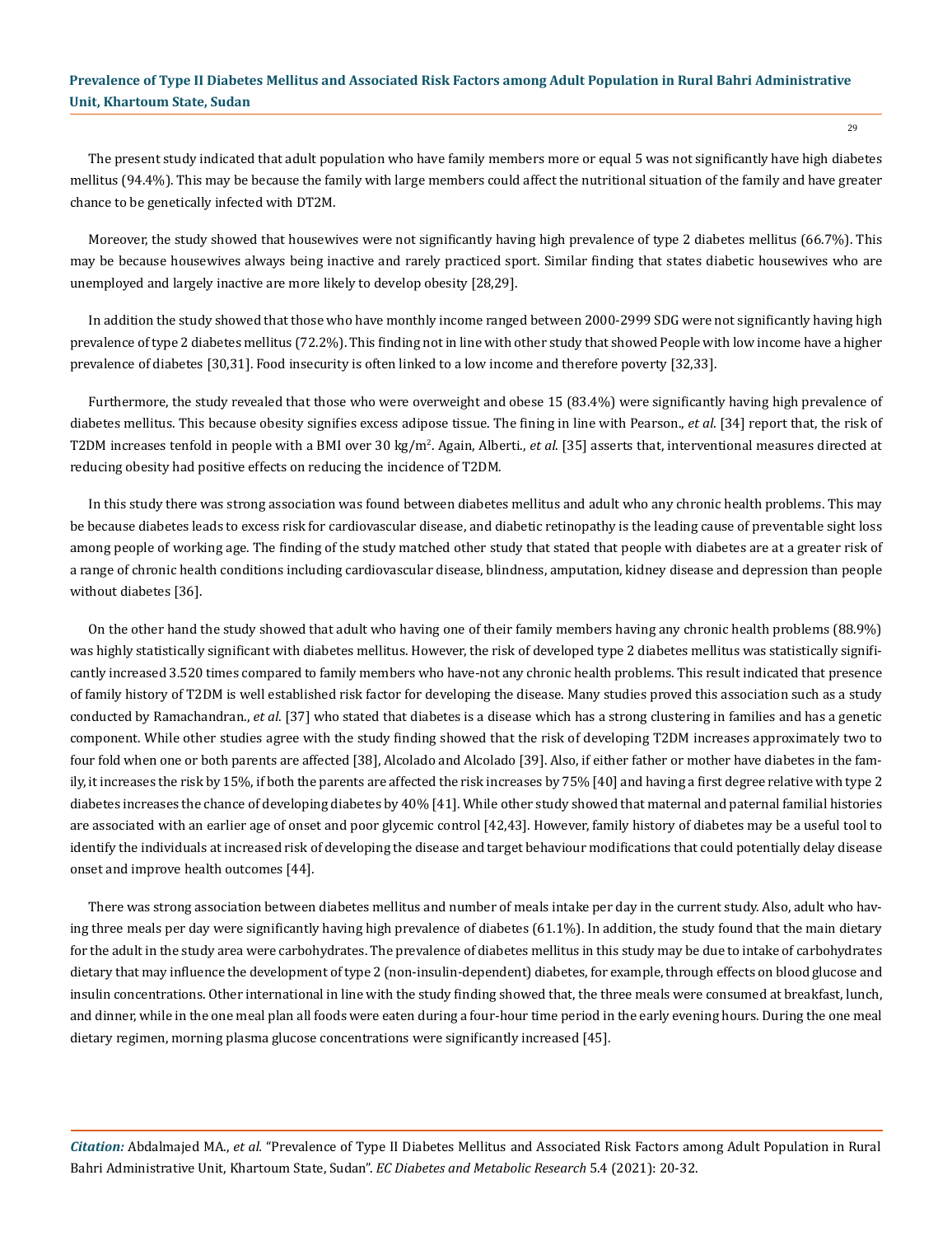The present study indicated that adult population who have family members more or equal 5 was not significantly have high diabetes mellitus (94.4%). This may be because the family with large members could affect the nutritional situation of the family and have greater chance to be genetically infected with DT2M.

Moreover, the study showed that housewives were not significantly having high prevalence of type 2 diabetes mellitus (66.7%). This may be because housewives always being inactive and rarely practiced sport. Similar finding that states diabetic housewives who are unemployed and largely inactive are more likely to develop obesity [28,29].

In addition the study showed that those who have monthly income ranged between 2000-2999 SDG were not significantly having high prevalence of type 2 diabetes mellitus (72.2%). This finding not in line with other study that showed People with low income have a higher prevalence of diabetes [30,31]. Food insecurity is often linked to a low income and therefore poverty [32,33].

Furthermore, the study revealed that those who were overweight and obese 15 (83.4%) were significantly having high prevalence of diabetes mellitus. This because obesity signifies excess adipose tissue. The fining in line with Pearson., *et al.* [34] report that, the risk of T2DM increases tenfold in people with a BMI over 30 kg/m$^2$. Again, Alberti., *et al.* [35] asserts that, interventional measures directed at reducing obesity had positive effects on reducing the incidence of T2DM.

In this study there was strong association was found between diabetes mellitus and adult who any chronic health problems. This may be because diabetes leads to excess risk for cardiovascular disease, and diabetic retinopathy is the leading cause of preventable sight loss among people of working age. The finding of the study matched other study that stated that people with diabetes are at a greater risk of a range of chronic health conditions including cardiovascular disease, blindness, amputation, kidney disease and depression than people without diabetes [36].

On the other hand the study showed that adult who having one of their family members having any chronic health problems (88.9%) was highly statistically significant with diabetes mellitus. However, the risk of developed type 2 diabetes mellitus was statistically significantly increased 3.520 times compared to family members who have-not any chronic health problems. This result indicated that presence of family history of T2DM is well established risk factor for developing the disease. Many studies proved this association such as a study conducted by Ramachandran., *et al.* [37] who stated that diabetes is a disease which has a strong clustering in families and has a genetic component. While other studies agree with the study finding showed that the risk of developing T2DM increases approximately two to four fold when one or both parents are affected [38], Alcolado and Alcolado [39]. Also, if either father or mother have diabetes in the family, it increases the risk by 15%, if both the parents are affected the risk increases by 75% [40] and having a first degree relative with type 2 diabetes increases the chance of developing diabetes by 40% [41]. While other study showed that maternal and paternal familial histories are associated with an earlier age of onset and poor glycemic control [42,43]. However, family history of diabetes may be a useful tool to identify the individuals at increased risk of developing the disease and target behaviour modifications that could potentially delay disease onset and improve health outcomes [44].

There was strong association between diabetes mellitus and number of meals intake per day in the current study. Also, adult who having three meals per day were significantly having high prevalence of diabetes (61.1%). In addition, the study found that the main dietary for the adult in the study area were carbohydrates. The prevalence of diabetes mellitus in this study may be due to intake of carbohydrates dietary that may influence the development of type 2 (non-insulin-dependent) diabetes, for example, through effects on blood glucose and insulin concentrations. Other international in line with the study finding showed that, the three meals were consumed at breakfast, lunch, and dinner, while in the one meal plan all foods were eaten during a four-hour time period in the early evening hours. During the one meal dietary regimen, morning plasma glucose concentrations were significantly increased [45].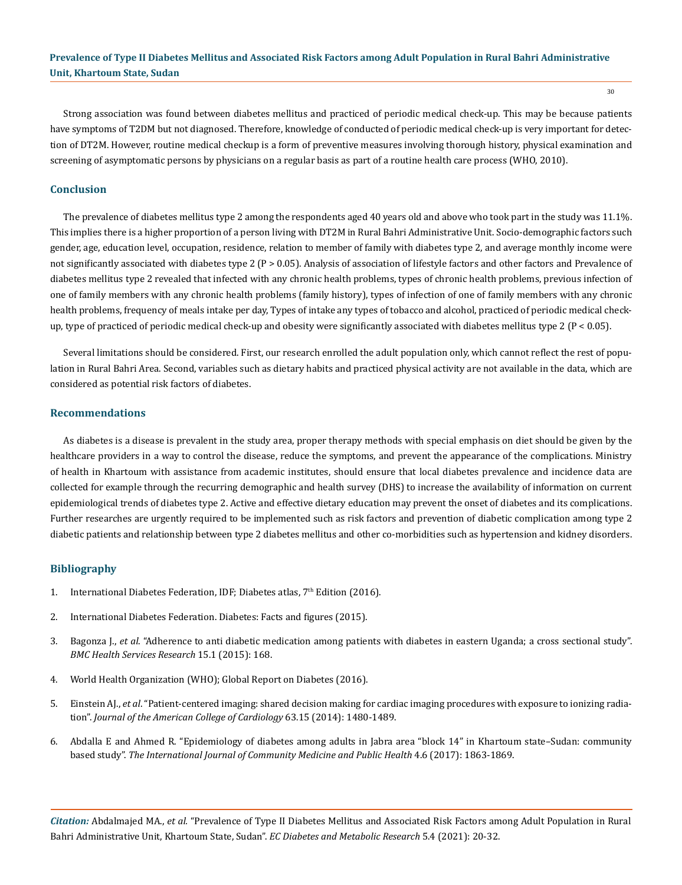Strong association was found between diabetes mellitus and practiced of periodic medical check-up. This may be because patients have symptoms of T2DM but not diagnosed. Therefore, knowledge of conducted of periodic medical check-up is very important for detection of DT2M. However, routine medical checkup is a form of preventive measures involving thorough history, physical examination and screening of asymptomatic persons by physicians on a regular basis as part of a routine health care process (WHO, 2010).

## Conclusion

The prevalence of diabetes mellitus type 2 among the respondents aged 40 years old and above who took part in the study was 11.1%. This implies there is a higher proportion of a person living with DT2M in Rural Bahri Administrative Unit. Socio-demographic factors such gender, age, education level, occupation, residence, relation to member of family with diabetes type 2, and average monthly income were not significantly associated with diabetes type 2 ($P > 0.05$). Analysis of association of lifestyle factors and other factors and Prevalence of diabetes mellitus type 2 revealed that infected with any chronic health problems, types of chronic health problems, previous infection of one of family members with any chronic health problems (family history), types of infection of one of family members with any chronic health problems, frequency of meals intake per day, Types of intake any types of tobacco and alcohol, practiced of periodic medical check-up, type of practiced of periodic medical check-up and obesity were significantly associated with diabetes mellitus type 2 ($P < 0.05$).

Several limitations should be considered. First, our research enrolled the adult population only, which cannot reflect the rest of population in Rural Bahri Area. Second, variables such as dietary habits and practiced physical activity are not available in the data, which are considered as potential risk factors of diabetes.

## Recommendations

As diabetes is a disease is prevalent in the study area, proper therapy methods with special emphasis on diet should be given by the healthcare providers in a way to control the disease, reduce the symptoms, and prevent the appearance of the complications. Ministry of health in Khartoum with assistance from academic institutes, should ensure that local diabetes prevalence and incidence data are collected for example through the recurring demographic and health survey (DHS) to increase the availability of information on current epidemiological trends of diabetes type 2. Active and effective dietary education may prevent the onset of diabetes and its complications. Further researches are urgently required to be implemented such as risk factors and prevention of diabetic complication among type 2 diabetic patients and relationship between type 2 diabetes mellitus and other co-morbidities such as hypertension and kidney disorders.

## Bibliography

1. International Diabetes Federation, IDF; Diabetes atlas, 7th Edition (2016).
2. International Diabetes Federation. Diabetes: Facts and figures (2015).
3. Bagonza J., *et al*. "Adherence to anti diabetic medication among patients with diabetes in eastern Uganda; a cross sectional study". *BMC Health Services Research* 15.1 (2015): 168.
4. World Health Organization (WHO); Global Report on Diabetes (2016).
5. Einstein AJ., *et al*. "Patient-centered imaging: shared decision making for cardiac imaging procedures with exposure to ionizing radiation". *Journal of the American College of Cardiology* 63.15 (2014): 1480-1489.
6. Abdalla E and Ahmed R. "Epidemiology of diabetes among adults in Jabra area "block 14" in Khartoum state–Sudan: community based study". *The International Journal of Community Medicine and Public Health* 4.6 (2017): 1863-1869.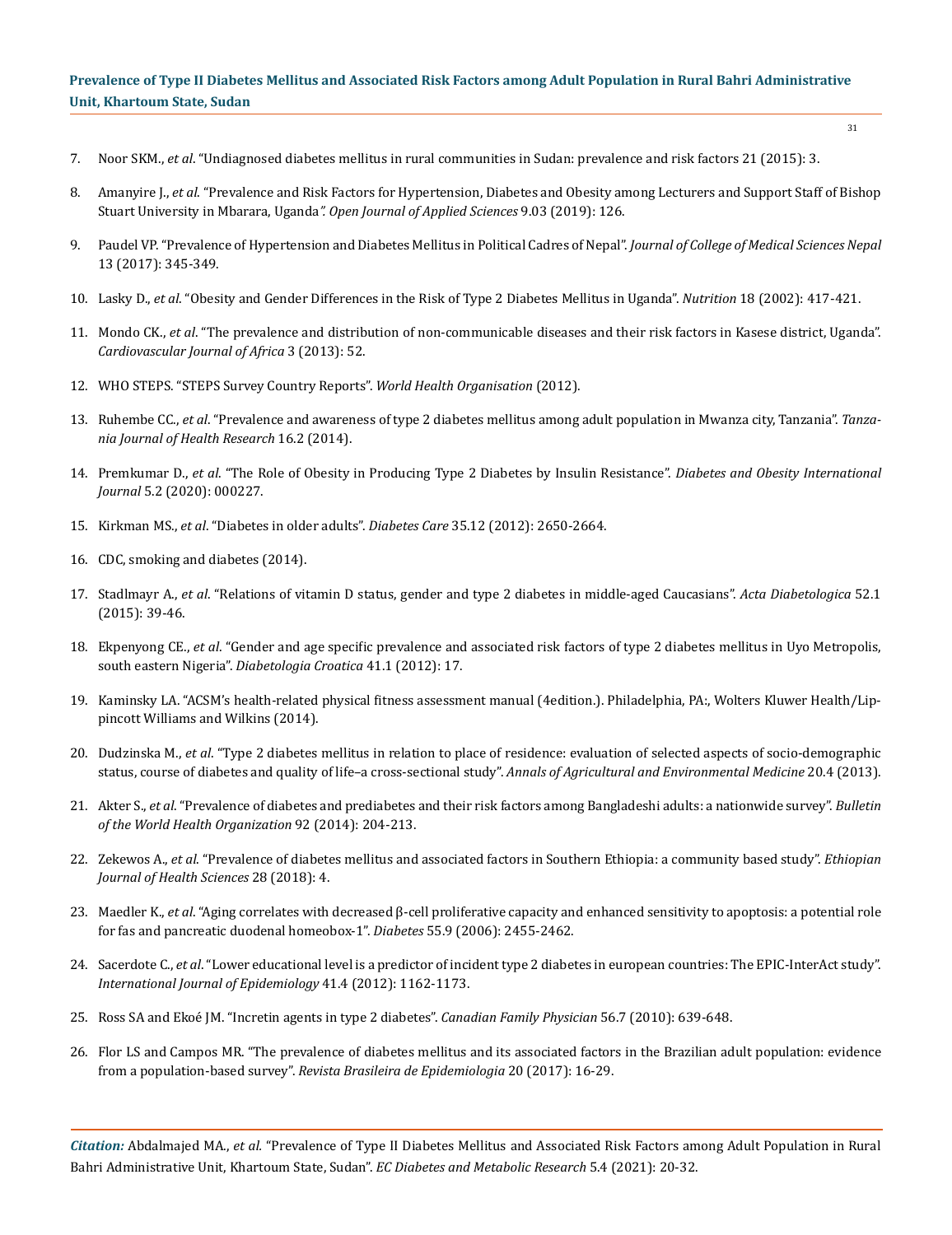7. Noor SKM., *et al*. "Undiagnosed diabetes mellitus in rural communities in Sudan: prevalence and risk factors 21 (2015): 3.

8. Amanyire J., *et al.* "Prevalence and Risk Factors for Hypertension, Diabetes and Obesity among Lecturers and Support Staff of Bishop Stuart University in Mbarara, Uganda*". Open Journal of Applied Sciences* 9.03 (2019): 126.

9. Paudel VP. "Prevalence of Hypertension and Diabetes Mellitus in Political Cadres of Nepal". *Journal of College of Medical Sciences Nepal* 13 (2017): 345-349.

10. Lasky D., *et al*. "Obesity and Gender Differences in the Risk of Type 2 Diabetes Mellitus in Uganda". *Nutrition* 18 (2002): 417-421.

11. Mondo CK., *et al*. "The prevalence and distribution of non-communicable diseases and their risk factors in Kasese district, Uganda". *Cardiovascular Journal of Africa* 3 (2013): 52.

12. WHO STEPS. "STEPS Survey Country Reports". *World Health Organisation* (2012).

13. Ruhembe CC., *et al*. "Prevalence and awareness of type 2 diabetes mellitus among adult population in Mwanza city, Tanzania". *Tanzania Journal of Health Research* 16.2 (2014).

14. Premkumar D., *et al.* "The Role of Obesity in Producing Type 2 Diabetes by Insulin Resistance". *Diabetes and Obesity International Journal* 5.2 (2020): 000227.

15. Kirkman MS., *et al*. "Diabetes in older adults". *Diabetes Care* 35.12 (2012): 2650-2664.

16. CDC, smoking and diabetes (2014).

17. Stadlmayr A., *et al*. "Relations of vitamin D status, gender and type 2 diabetes in middle-aged Caucasians". *Acta Diabetologica* 52.1 (2015): 39-46.

18. Ekpenyong CE., *et al*. "Gender and age specific prevalence and associated risk factors of type 2 diabetes mellitus in Uyo Metropolis, south eastern Nigeria". *Diabetologia Croatica* 41.1 (2012): 17.

19. Kaminsky LA. "ACSM's health-related physical fitness assessment manual (4edition.). Philadelphia, PA:, Wolters Kluwer Health/Lippincott Williams and Wilkins (2014).

20. Dudzinska M., *et al*. "Type 2 diabetes mellitus in relation to place of residence: evaluation of selected aspects of socio-demographic status, course of diabetes and quality of life–a cross-sectional study". *Annals of Agricultural and Environmental Medicine* 20.4 (2013).

21. Akter S., *et al*. "Prevalence of diabetes and prediabetes and their risk factors among Bangladeshi adults: a nationwide survey". *Bulletin of the World Health Organization* 92 (2014): 204-213.

22. Zekewos A., *et al.* "Prevalence of diabetes mellitus and associated factors in Southern Ethiopia: a community based study". *Ethiopian Journal of Health Sciences* 28 (2018): 4.

23. Maedler K., *et al*. "Aging correlates with decreased β-cell proliferative capacity and enhanced sensitivity to apoptosis: a potential role for fas and pancreatic duodenal homeobox-1". *Diabetes* 55.9 (2006): 2455-2462.

24. Sacerdote C., *et al*. "Lower educational level is a predictor of incident type 2 diabetes in european countries: The EPIC-InterAct study". *International Journal of Epidemiology* 41.4 (2012): 1162-1173.

25. Ross SA and Ekoé JM. "Incretin agents in type 2 diabetes". *Canadian Family Physician* 56.7 (2010): 639-648.

26. Flor LS and Campos MR. "The prevalence of diabetes mellitus and its associated factors in the Brazilian adult population: evidence from a population-based survey". *Revista Brasileira de Epidemiologia* 20 (2017): 16-29.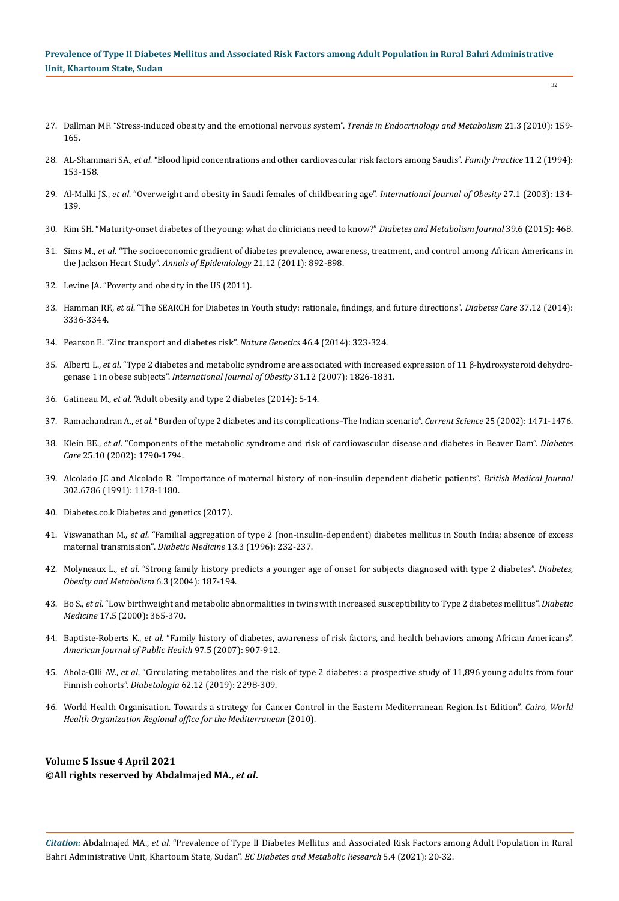27. Dallman MF. "Stress-induced obesity and the emotional nervous system". *Trends in Endocrinology and Metabolism* 21.3 (2010): 159-165.

28. AL-Shammari SA., *et al.* "Blood lipid concentrations and other cardiovascular risk factors among Saudis". *Family Practice* 11.2 (1994): 153-158.

29. Al-Malki JS., *et al*. "Overweight and obesity in Saudi females of childbearing age". *International Journal of Obesity* 27.1 (2003): 134-139.

30. Kim SH. "Maturity-onset diabetes of the young: what do clinicians need to know?" *Diabetes and Metabolism Journal* 39.6 (2015): 468.

31. Sims M., *et al*. "The socioeconomic gradient of diabetes prevalence, awareness, treatment, and control among African Americans in the Jackson Heart Study". *Annals of Epidemiology* 21.12 (2011): 892-898.

32. Levine JA. "Poverty and obesity in the US (2011).

33. Hamman RF., *et al*. "The SEARCH for Diabetes in Youth study: rationale, findings, and future directions". *Diabetes Care* 37.12 (2014): 3336-3344.

34. Pearson E. "Zinc transport and diabetes risk". *Nature Genetics* 46.4 (2014): 323-324.

35. Alberti L., *et al*. "Type 2 diabetes and metabolic syndrome are associated with increased expression of 11 β-hydroxysteroid dehydrogenase 1 in obese subjects". *International Journal of Obesity* 31.12 (2007): 1826-1831.

36. Gatineau M., *et al.* "Adult obesity and type 2 diabetes (2014): 5-14.

37. Ramachandran A., *et al.* "Burden of type 2 diabetes and its complications–The Indian scenario". *Current Science* 25 (2002): 1471-1476.

38. Klein BE., *et al*. "Components of the metabolic syndrome and risk of cardiovascular disease and diabetes in Beaver Dam". *Diabetes Care* 25.10 (2002): 1790-1794.

39. Alcolado JC and Alcolado R. "Importance of maternal history of non-insulin dependent diabetic patients". *British Medical Journal* 302.6786 (1991): 1178-1180.

40. Diabetes.co.k Diabetes and genetics (2017).

41. Viswanathan M., *et al.* "Familial aggregation of type 2 (non-insulin-dependent) diabetes mellitus in South India; absence of excess maternal transmission". *Diabetic Medicine* 13.3 (1996): 232-237.

42. Molyneaux L., *et al.* "Strong family history predicts a younger age of onset for subjects diagnosed with type 2 diabetes". *Diabetes, Obesity and Metabolism* 6.3 (2004): 187-194.

43. Bo S., *et al.* "Low birthweight and metabolic abnormalities in twins with increased susceptibility to Type 2 diabetes mellitus". *Diabetic Medicine* 17.5 (2000): 365-370.

44. Baptiste-Roberts K., *et al.* "Family history of diabetes, awareness of risk factors, and health behaviors among African Americans". *American Journal of Public Health* 97.5 (2007): 907-912.

45. Ahola-Olli AV., *et al*. "Circulating metabolites and the risk of type 2 diabetes: a prospective study of 11,896 young adults from four Finnish cohorts". *Diabetologia* 62.12 (2019): 2298-309.

46. World Health Organisation. Towards a strategy for Cancer Control in the Eastern Mediterranean Region.1st Edition". *Cairo, World Health Organization Regional office for the Mediterranean* (2010).

**Volume 5 Issue 4 April 2021**
**©All rights reserved by Abdalmajed MA., *et al*.**